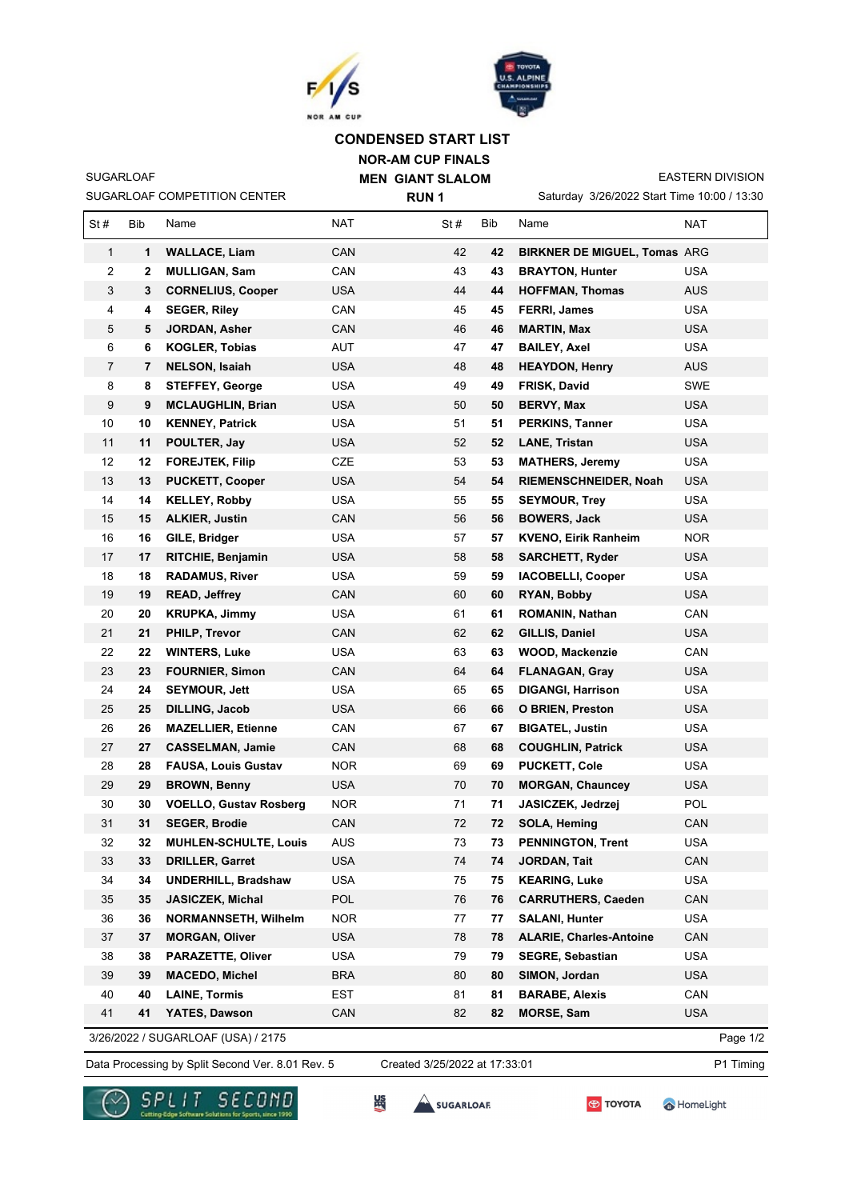# CONDENSED START LIST

## NOR-AM CUP FINALS

## MEN GIANT SLALOM

## RUN 1

SUGARLOAF
SUGARLOAF COMPETITION CENTER

EASTERN DIVISION
Saturday 3/26/2022 Start Time 10:00 / 13:30

| St # | Bib | Name | NAT | St # | Bib | Name | NAT |
|---|---|---|---|---|---|---|---|
| 1 | **1** | **WALLACE, Liam** | CAN | 42 | **42** | **BIRKNER DE MIGUEL, Tomas** | ARG |
| 2 | **2** | **MULLIGAN, Sam** | CAN | 43 | **43** | **BRAYTON, Hunter** | USA |
| 3 | **3** | **CORNELIUS, Cooper** | USA | 44 | **44** | **HOFFMAN, Thomas** | AUS |
| 4 | **4** | **SEGER, Riley** | CAN | 45 | **45** | **FERRI, James** | USA |
| 5 | **5** | **JORDAN, Asher** | CAN | 46 | **46** | **MARTIN, Max** | USA |
| 6 | **6** | **KOGLER, Tobias** | AUT | 47 | **47** | **BAILEY, Axel** | USA |
| 7 | **7** | **NELSON, Isaiah** | USA | 48 | **48** | **HEAYDON, Henry** | AUS |
| 8 | **8** | **STEFFEY, George** | USA | 49 | **49** | **FRISK, David** | SWE |
| 9 | **9** | **MCLAUGHLIN, Brian** | USA | 50 | **50** | **BERVY, Max** | USA |
| 10 | **10** | **KENNEY, Patrick** | USA | 51 | **51** | **PERKINS, Tanner** | USA |
| 11 | **11** | **POULTER, Jay** | USA | 52 | **52** | **LANE, Tristan** | USA |
| 12 | **12** | **FOREJTEK, Filip** | CZE | 53 | **53** | **MATHERS, Jeremy** | USA |
| 13 | **13** | **PUCKETT, Cooper** | USA | 54 | **54** | **RIEMENSCHNEIDER, Noah** | USA |
| 14 | **14** | **KELLEY, Robby** | USA | 55 | **55** | **SEYMOUR, Trey** | USA |
| 15 | **15** | **ALKIER, Justin** | CAN | 56 | **56** | **BOWERS, Jack** | USA |
| 16 | **16** | **GILE, Bridger** | USA | 57 | **57** | **KVENO, Eirik Ranheim** | NOR |
| 17 | **17** | **RITCHIE, Benjamin** | USA | 58 | **58** | **SARCHETT, Ryder** | USA |
| 18 | **18** | **RADAMUS, River** | USA | 59 | **59** | **IACOBELLI, Cooper** | USA |
| 19 | **19** | **READ, Jeffrey** | CAN | 60 | **60** | **RYAN, Bobby** | USA |
| 20 | **20** | **KRUPKA, Jimmy** | USA | 61 | **61** | **ROMANIN, Nathan** | CAN |
| 21 | **21** | **PHILP, Trevor** | CAN | 62 | **62** | **GILLIS, Daniel** | USA |
| 22 | **22** | **WINTERS, Luke** | USA | 63 | **63** | **WOOD, Mackenzie** | CAN |
| 23 | **23** | **FOURNIER, Simon** | CAN | 64 | **64** | **FLANAGAN, Gray** | USA |
| 24 | **24** | **SEYMOUR, Jett** | USA | 65 | **65** | **DIGANGI, Harrison** | USA |
| 25 | **25** | **DILLING, Jacob** | USA | 66 | **66** | **O BRIEN, Preston** | USA |
| 26 | **26** | **MAZELLIER, Etienne** | CAN | 67 | **67** | **BIGATEL, Justin** | USA |
| 27 | **27** | **CASSELMAN, Jamie** | CAN | 68 | **68** | **COUGHLIN, Patrick** | USA |
| 28 | **28** | **FAUSA, Louis Gustav** | NOR | 69 | **69** | **PUCKETT, Cole** | USA |
| 29 | **29** | **BROWN, Benny** | USA | 70 | **70** | **MORGAN, Chauncey** | USA |
| 30 | **30** | **VOELLO, Gustav Rosberg** | NOR | 71 | **71** | **JASICZEK, Jedrzej** | POL |
| 31 | **31** | **SEGER, Brodie** | CAN | 72 | **72** | **SOLA, Heming** | CAN |
| 32 | **32** | **MUHLEN-SCHULTE, Louis** | AUS | 73 | **73** | **PENNINGTON, Trent** | USA |
| 33 | **33** | **DRILLER, Garret** | USA | 74 | **74** | **JORDAN, Tait** | CAN |
| 34 | **34** | **UNDERHILL, Bradshaw** | USA | 75 | **75** | **KEARING, Luke** | USA |
| 35 | **35** | **JASICZEK, Michal** | POL | 76 | **76** | **CARRUTHERS, Caeden** | CAN |
| 36 | **36** | **NORMANNSETH, Wilhelm** | NOR | 77 | **77** | **SALANI, Hunter** | USA |
| 37 | **37** | **MORGAN, Oliver** | USA | 78 | **78** | **ALARIE, Charles-Antoine** | CAN |
| 38 | **38** | **PARAZETTE, Oliver** | USA | 79 | **79** | **SEGRE, Sebastian** | USA |
| 39 | **39** | **MACEDO, Michel** | BRA | 80 | **80** | **SIMON, Jordan** | USA |
| 40 | **40** | **LAINE, Tormis** | EST | 81 | **81** | **BARABE, Alexis** | CAN |
| 41 | **41** | **YATES, Dawson** | CAN | 82 | **82** | **MORSE, Sam** | USA |

3/26/2022 / SUGARLOAF (USA) / 2175

Data Processing by Split Second Ver. 8.01 Rev. 5 | Created 3/25/2022 at 17:33:01 | P1 Timing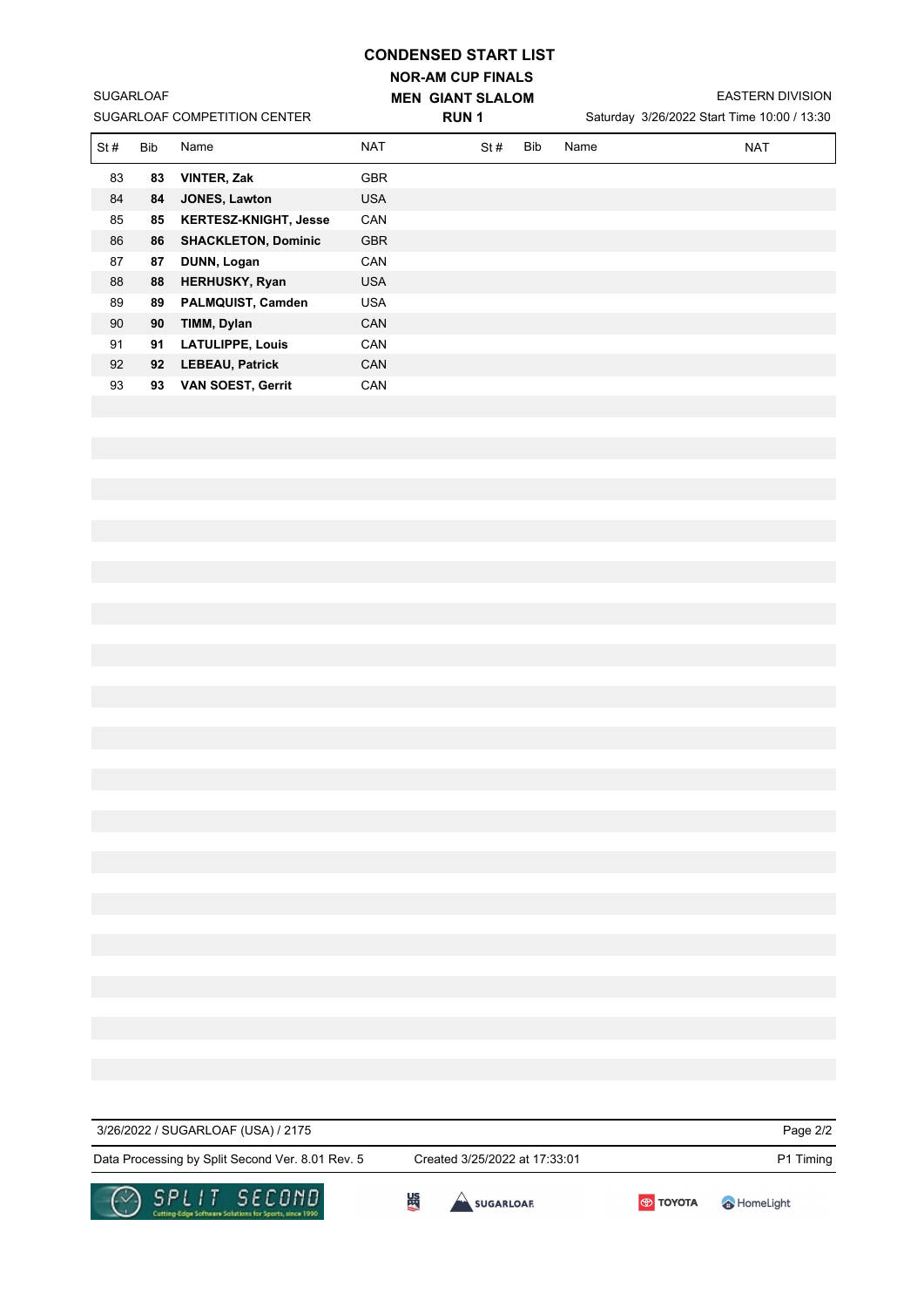# CONDENSED START LIST

**NOR-AM CUP FINALS**

**MEN GIANT SLALOM**

**RUN 1**

SUGARLOAF

SUGARLOAF COMPETITION CENTER

EASTERN DIVISION

Saturday 3/26/2022 Start Time 10:00 / 13:30

| St # | Bib | Name | NAT | St # | Bib | Name | NAT |
|---|---|---|---|---|---|---|---|
| 83 | **83** | **VINTER, Zak** | GBR | | | | |
| 84 | **84** | **JONES, Lawton** | USA | | | | |
| 85 | **85** | **KERTESZ-KNIGHT, Jesse** | CAN | | | | |
| 86 | **86** | **SHACKLETON, Dominic** | GBR | | | | |
| 87 | **87** | **DUNN, Logan** | CAN | | | | |
| 88 | **88** | **HERHUSKY, Ryan** | USA | | | | |
| 89 | **89** | **PALMQUIST, Camden** | USA | | | | |
| 90 | **90** | **TIMM, Dylan** | CAN | | | | |
| 91 | **91** | **LATULIPPE, Louis** | CAN | | | | |
| 92 | **92** | **LEBEAU, Patrick** | CAN | | | | |
| 93 | **93** | **VAN SOEST, Gerrit** | CAN | | | | |

3/26/2022 / SUGARLOAF (USA) / 2175

Data Processing by Split Second Ver. 8.01 Rev. 5    Created 3/25/2022 at 17:33:01    P1 Timing